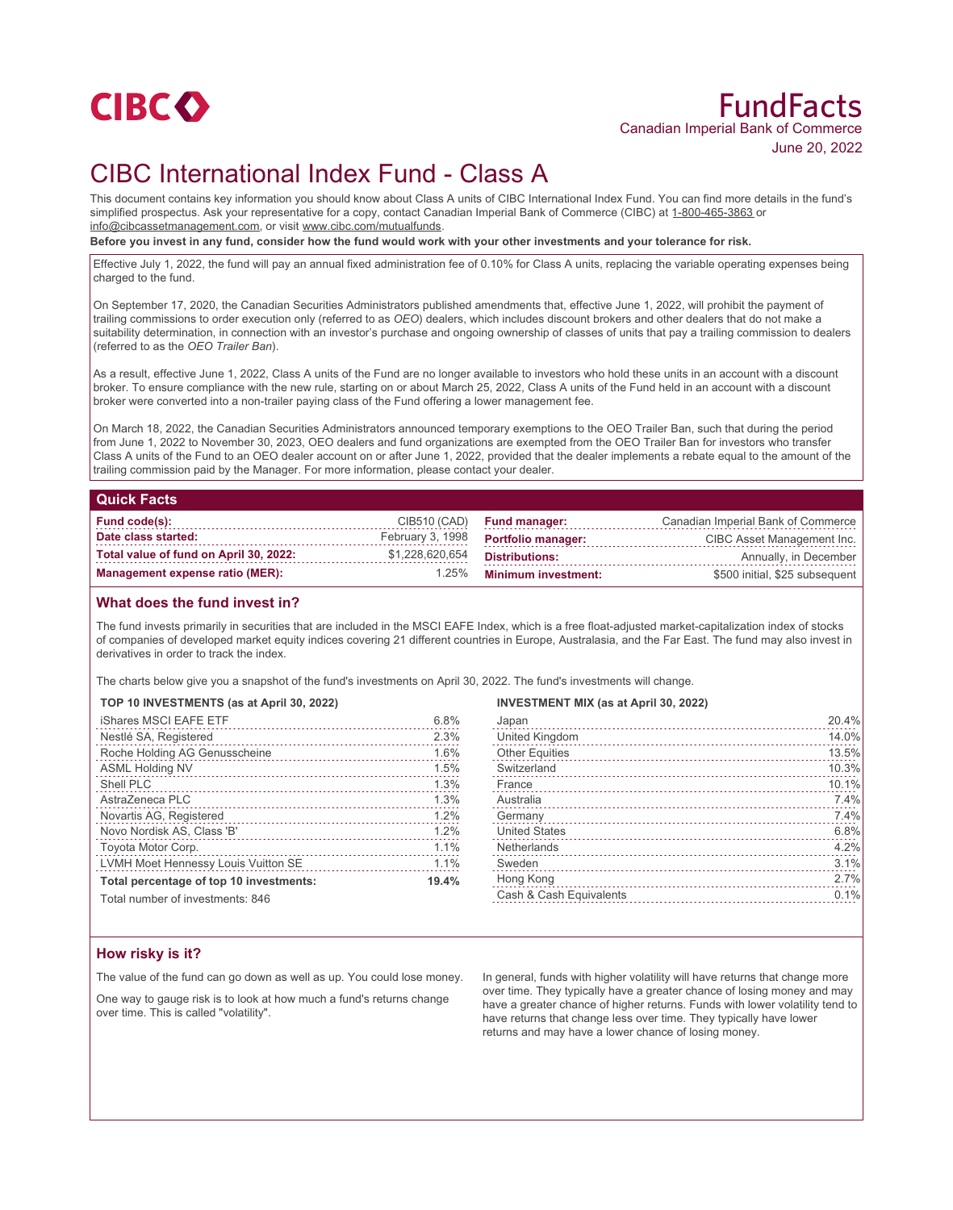CIBC

# FundFacts

Canadian Imperial Bank of Commerce

June 20, 2022

# CIBC International Index Fund - Class A

This document contains key information you should know about Class A units of CIBC International Index Fund. You can find more details in the fund's simplified prospectus. Ask your representative for a copy, contact Canadian Imperial Bank of Commerce (CIBC) at 1-800-465-3863 or info@cibcassetmanagement.com, or visit www.cibc.com/mutualfunds.

**Before you invest in any fund, consider how the fund would work with your other investments and your tolerance for risk.**

Effective July 1, 2022, the fund will pay an annual fixed administration fee of 0.10% for Class A units, replacing the variable operating expenses being charged to the fund.

On September 17, 2020, the Canadian Securities Administrators published amendments that, effective June 1, 2022, will prohibit the payment of trailing commissions to order execution only (referred to as *OEO*) dealers, which includes discount brokers and other dealers that do not make a suitability determination, in connection with an investor's purchase and ongoing ownership of classes of units that pay a trailing commission to dealers (referred to as the *OEO Trailer Ban*).

As a result, effective June 1, 2022, Class A units of the Fund are no longer available to investors who hold these units in an account with a discount broker. To ensure compliance with the new rule, starting on or about March 25, 2022, Class A units of the Fund held in an account with a discount broker were converted into a non-trailer paying class of the Fund offering a lower management fee.

On March 18, 2022, the Canadian Securities Administrators announced temporary exemptions to the OEO Trailer Ban, such that during the period from June 1, 2022 to November 30, 2023, OEO dealers and fund organizations are exempted from the OEO Trailer Ban for investors who transfer Class A units of the Fund to an OEO dealer account on or after June 1, 2022, provided that the dealer implements a rebate equal to the amount of the trailing commission paid by the Manager. For more information, please contact your dealer.

## Quick Facts

| | | | |
|---|---|---|---|
| **Fund code(s):** | CIB510 (CAD) | **Fund manager:** | Canadian Imperial Bank of Commerce |
| **Date class started:** | February 3, 1998 | **Portfolio manager:** | CIBC Asset Management Inc. |
| **Total value of fund on April 30, 2022:** | $1,228,620,654 | **Distributions:** | Annually, in December |
| **Management expense ratio (MER):** | 1.25% | **Minimum investment:** | $500 initial, $25 subsequent |

## What does the fund invest in?

The fund invests primarily in securities that are included in the MSCI EAFE Index, which is a free float-adjusted market-capitalization index of stocks of companies of developed market equity indices covering 21 different countries in Europe, Australasia, and the Far East. The fund may also invest in derivatives in order to track the index.

The charts below give you a snapshot of the fund's investments on April 30, 2022. The fund's investments will change.

**TOP 10 INVESTMENTS (as at April 30, 2022)**

| | |
|---|---|
| iShares MSCI EAFE ETF | 6.8% |
| Nestlé SA, Registered | 2.3% |
| Roche Holding AG Genusscheine | 1.6% |
| ASML Holding NV | 1.5% |
| Shell PLC | 1.3% |
| AstraZeneca PLC | 1.3% |
| Novartis AG, Registered | 1.2% |
| Novo Nordisk AS, Class 'B' | 1.2% |
| Toyota Motor Corp. | 1.1% |
| LVMH Moet Hennessy Louis Vuitton SE | 1.1% |
| **Total percentage of top 10 investments:** | **19.4%** |

Total number of investments: 846

**INVESTMENT MIX (as at April 30, 2022)**

| | |
|---|---|
| Japan | 20.4% |
| United Kingdom | 14.0% |
| Other Equities | 13.5% |
| Switzerland | 10.3% |
| France | 10.1% |
| Australia | 7.4% |
| Germany | 7.4% |
| United States | 6.8% |
| Netherlands | 4.2% |
| Sweden | 3.1% |
| Hong Kong | 2.7% |
| Cash & Cash Equivalents | 0.1% |

## How risky is it?

The value of the fund can go down as well as up. You could lose money.

One way to gauge risk is to look at how much a fund's returns change over time. This is called "volatility".

In general, funds with higher volatility will have returns that change more over time. They typically have a greater chance of losing money and may have a greater chance of higher returns. Funds with lower volatility tend to have returns that change less over time. They typically have lower returns and may have a lower chance of losing money.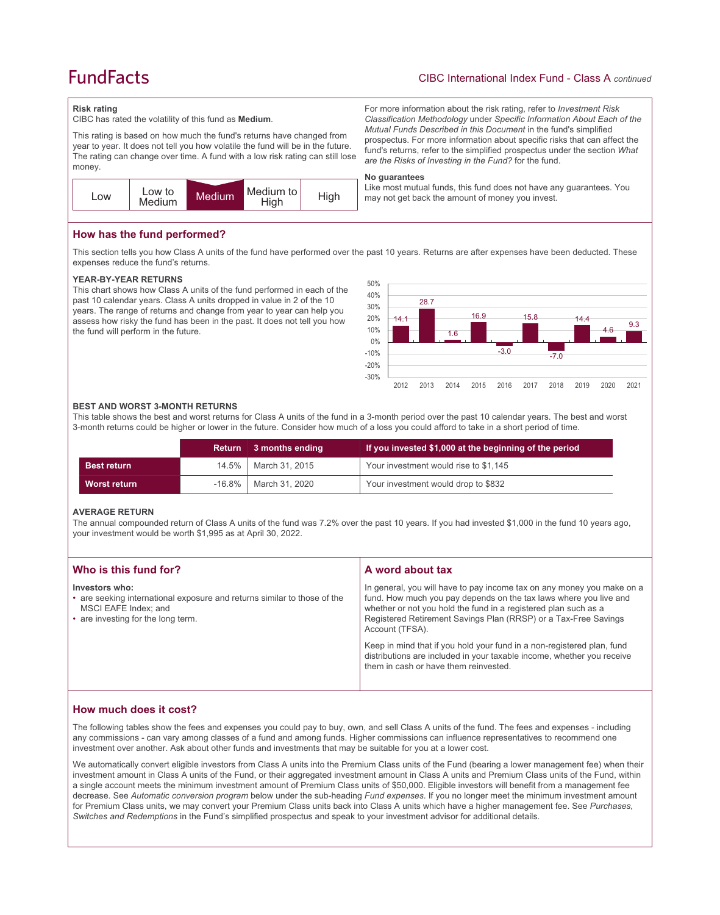### Risk rating

CIBC has rated the volatility of this fund as **Medium**.

This rating is based on how much the fund's returns have changed from year to year. It does not tell you how volatile the fund will be in the future. The rating can change over time. A fund with a low risk rating can still lose money.

| Low | Low to Medium | **Medium** | Medium to High | High |
|---|---|---|---|---|

For more information about the risk rating, refer to *Investment Risk Classification Methodology* under *Specific Information About Each of the Mutual Funds Described in this Document* in the fund's simplified prospectus. For more information about specific risks that can affect the fund's returns, refer to the simplified prospectus under the section *What are the Risks of Investing in the Fund?* for the fund.

### No guarantees

Like most mutual funds, this fund does not have any guarantees. You may not get back the amount of money you invest.

## How has the fund performed?

This section tells you how Class A units of the fund have performed over the past 10 years. Returns are after expenses have been deducted. These expenses reduce the fund's returns.

### YEAR-BY-YEAR RETURNS

This chart shows how Class A units of the fund performed in each of the past 10 calendar years. Class A units dropped in value in 2 of the 10 years. The range of returns and change from year to year can help you assess how risky the fund has been in the past. It does not tell you how the fund will perform in the future.

| Year | 2012 | 2013 | 2014 | 2015 | 2016 | 2017 | 2018 | 2019 | 2020 | 2021 |
|---|---|---|---|---|---|---|---|---|---|---|
| Return (%) | 14.1 | 28.7 | 1.6 | 16.9 | -3.0 | 15.8 | -7.0 | 14.4 | 4.6 | 9.3 |

### BEST AND WORST 3-MONTH RETURNS

This table shows the best and worst returns for Class A units of the fund in a 3-month period over the past 10 calendar years. The best and worst 3-month returns could be higher or lower in the future. Consider how much of a loss you could afford to take in a short period of time.

| | Return | 3 months ending | If you invested $1,000 at the beginning of the period |
|---|---|---|---|
| **Best return** | 14.5% | March 31, 2015 | Your investment would rise to $1,145 |
| **Worst return** | -16.8% | March 31, 2020 | Your investment would drop to $832 |

### AVERAGE RETURN

The annual compounded return of Class A units of the fund was 7.2% over the past 10 years. If you had invested $1,000 in the fund 10 years ago, your investment would be worth $1,995 as at April 30, 2022.

## Who is this fund for?

**Investors who:**

- are seeking international exposure and returns similar to those of the MSCI EAFE Index; and
- are investing for the long term.

## A word about tax

In general, you will have to pay income tax on any money you make on a fund. How much you pay depends on the tax laws where you live and whether or not you hold the fund in a registered plan such as a Registered Retirement Savings Plan (RRSP) or a Tax-Free Savings Account (TFSA).

Keep in mind that if you hold your fund in a non-registered plan, fund distributions are included in your taxable income, whether you receive them in cash or have them reinvested.

## How much does it cost?

The following tables show the fees and expenses you could pay to buy, own, and sell Class A units of the fund. The fees and expenses - including any commissions - can vary among classes of a fund and among funds. Higher commissions can influence representatives to recommend one investment over another. Ask about other funds and investments that may be suitable for you at a lower cost.

We automatically convert eligible investors from Class A units into the Premium Class units of the Fund (bearing a lower management fee) when their investment amount in Class A units of the Fund, or their aggregated investment amount in Class A units and Premium Class units of the Fund, within a single account meets the minimum investment amount of Premium Class units of $50,000. Eligible investors will benefit from a management fee decrease. See *Automatic conversion program* below under the sub-heading *Fund expenses*. If you no longer meet the minimum investment amount for Premium Class units, we may convert your Premium Class units back into Class A units which have a higher management fee. See *Purchases, Switches and Redemptions* in the Fund's simplified prospectus and speak to your investment advisor for additional details.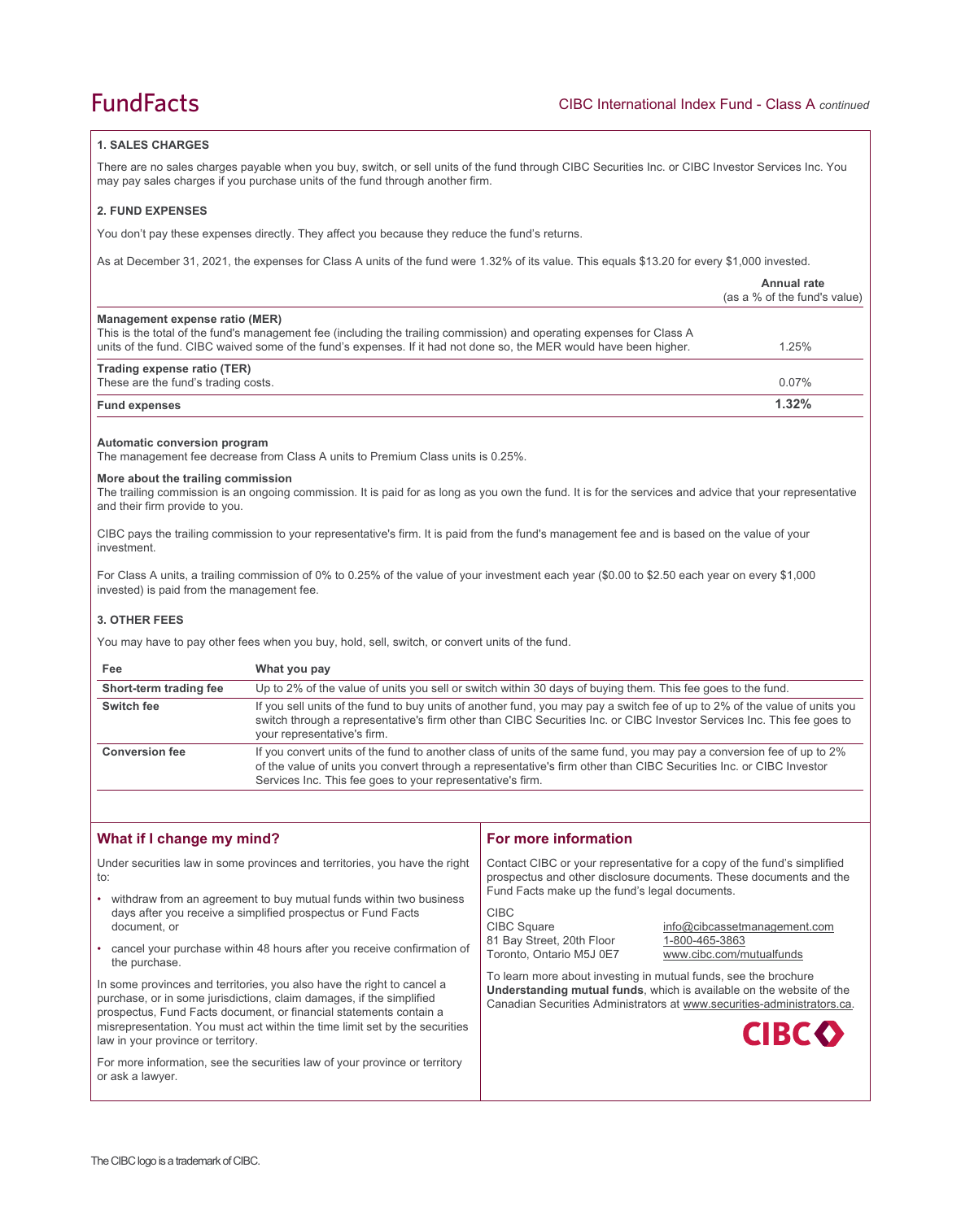## 1. SALES CHARGES

There are no sales charges payable when you buy, switch, or sell units of the fund through CIBC Securities Inc. or CIBC Investor Services Inc. You may pay sales charges if you purchase units of the fund through another firm.

## 2. FUND EXPENSES

You don't pay these expenses directly. They affect you because they reduce the fund's returns.

As at December 31, 2021, the expenses for Class A units of the fund were 1.32% of its value. This equals $13.20 for every $1,000 invested.

| | **Annual rate** (as a % of the fund's value) |
|---|---|
| **Management expense ratio (MER)**<br>This is the total of the fund's management fee (including the trailing commission) and operating expenses for Class A units of the fund. CIBC waived some of the fund's expenses. If it had not done so, the MER would have been higher. | 1.25% |
| **Trading expense ratio (TER)**<br>These are the fund's trading costs. | 0.07% |
| **Fund expenses** | **1.32%** |

**Automatic conversion program**
The management fee decrease from Class A units to Premium Class units is 0.25%.

**More about the trailing commission**
The trailing commission is an ongoing commission. It is paid for as long as you own the fund. It is for the services and advice that your representative and their firm provide to you.

CIBC pays the trailing commission to your representative's firm. It is paid from the fund's management fee and is based on the value of your investment.

For Class A units, a trailing commission of 0% to 0.25% of the value of your investment each year ($0.00 to $2.50 each year on every $1,000 invested) is paid from the management fee.

## 3. OTHER FEES

You may have to pay other fees when you buy, hold, sell, switch, or convert units of the fund.

| Fee | What you pay |
|---|---|
| **Short-term trading fee** | Up to 2% of the value of units you sell or switch within 30 days of buying them. This fee goes to the fund. |
| **Switch fee** | If you sell units of the fund to buy units of another fund, you may pay a switch fee of up to 2% of the value of units you switch through a representative's firm other than CIBC Securities Inc. or CIBC Investor Services Inc. This fee goes to your representative's firm. |
| **Conversion fee** | If you convert units of the fund to another class of units of the same fund, you may pay a conversion fee of up to 2% of the value of units you convert through a representative's firm other than CIBC Securities Inc. or CIBC Investor Services Inc. This fee goes to your representative's firm. |

## What if I change my mind?

Under securities law in some provinces and territories, you have the right to:

- withdraw from an agreement to buy mutual funds within two business days after you receive a simplified prospectus or Fund Facts document, or
- cancel your purchase within 48 hours after you receive confirmation of the purchase.

In some provinces and territories, you also have the right to cancel a purchase, or in some jurisdictions, claim damages, if the simplified prospectus, Fund Facts document, or financial statements contain a misrepresentation. You must act within the time limit set by the securities law in your province or territory.

For more information, see the securities law of your province or territory or ask a lawyer.

## For more information

Contact CIBC or your representative for a copy of the fund's simplified prospectus and other disclosure documents. These documents and the Fund Facts make up the fund's legal documents.

CIBC
CIBC Square
81 Bay Street, 20th Floor
Toronto, Ontario M5J 0E7

info@cibcassetmanagement.com
1-800-465-3863
www.cibc.com/mutualfunds

To learn more about investing in mutual funds, see the brochure **Understanding mutual funds**, which is available on the website of the Canadian Securities Administrators at www.securities-administrators.ca.

The CIBC logo is a trademark of CIBC.